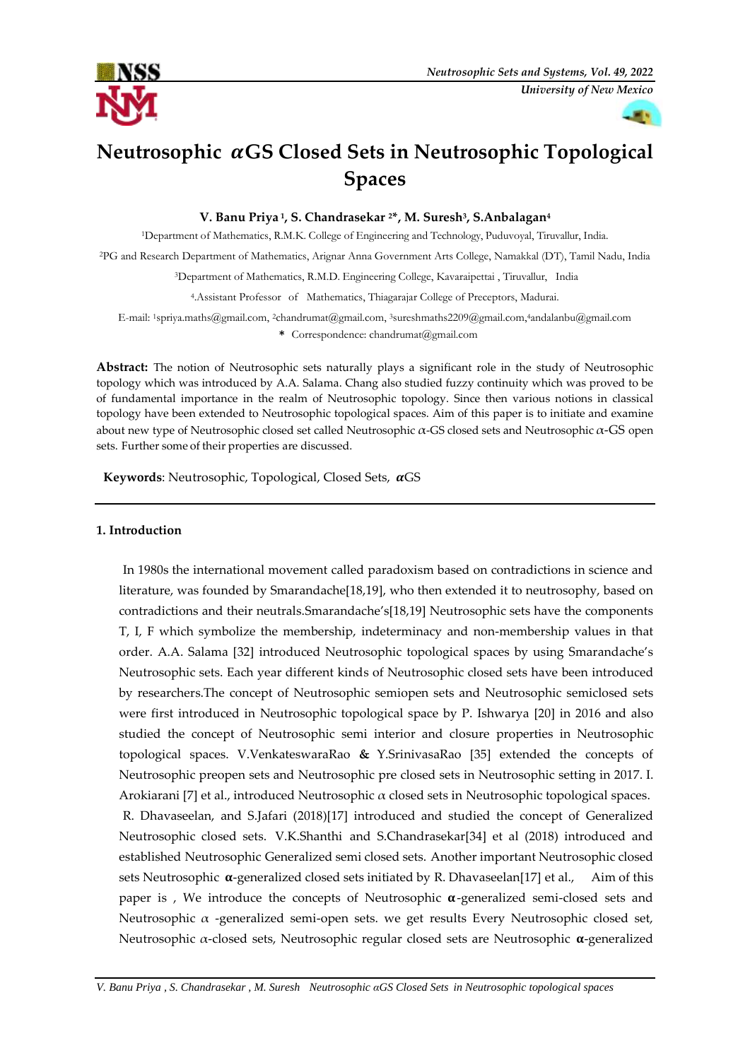# Neutrosophic $\alpha$GS Closed Sets in Neutrosophic Topological Spaces

**V. Banu Priya [1], S. Chandrasekar [2]\*, M. Suresh[3], S.Anbalagan[4]**

[1]Department of Mathematics, R.M.K. College of Engineering and Technology, Puduvoyal, Tiruvallur, India.

[2]PG and Research Department of Mathematics, Arignar Anna Government Arts College, Namakkal (DT), Tamil Nadu, India

[3]Department of Mathematics, R.M.D. Engineering College, Kavaraipettai , Tiruvallur, India

[4].Assistant Professor of Mathematics, Thiagarajar College of Preceptors, Madurai.

E-mail: [1]spriya.maths@gmail.com, [2]chandrumat@gmail.com, [3]sureshmaths2209@gmail.com,[4]andalanbu@gmail.com

\* Correspondence: chandrumat@gmail.com

**Abstract:** The notion of Neutrosophic sets naturally plays a significant role in the study of Neutrosophic topology which was introduced by A.A. Salama. Chang also studied fuzzy continuity which was proved to be of fundamental importance in the realm of Neutrosophic topology. Since then various notions in classical topology have been extended to Neutrosophic topological spaces. Aim of this paper is to initiate and examine about new type of Neutrosophic closed set called Neutrosophic $\alpha$-GS closed sets and Neutrosophic $\alpha$-GS open sets. Further some of their properties are discussed.

**Keywords**: Neutrosophic, Topological, Closed Sets, $\boldsymbol{\alpha}$GS

## 1. Introduction

In 1980s the international movement called paradoxism based on contradictions in science and literature, was founded by Smarandache[18,19], who then extended it to neutrosophy, based on contradictions and their neutrals.Smarandache's[18,19] Neutrosophic sets have the components T, I, F which symbolize the membership, indeterminacy and non-membership values in that order. A.A. Salama [32] introduced Neutrosophic topological spaces by using Smarandache's Neutrosophic sets. Each year different kinds of Neutrosophic closed sets have been introduced by researchers.The concept of Neutrosophic semiopen sets and Neutrosophic semiclosed sets were first introduced in Neutrosophic topological space by P. Ishwarya [20] in 2016 and also studied the concept of Neutrosophic semi interior and closure properties in Neutrosophic topological spaces. V.VenkateswaraRao & Y.SrinivasaRao [35] extended the concepts of Neutrosophic preopen sets and Neutrosophic pre closed sets in Neutrosophic setting in 2017. I. Arokiarani [7] et al., introduced Neutrosophic $\alpha$ closed sets in Neutrosophic topological spaces. R. Dhavaseelan, and S.Jafari (2018)[17] introduced and studied the concept of Generalized Neutrosophic closed sets. V.K.Shanthi and S.Chandrasekar[34] et al (2018) introduced and established Neutrosophic Generalized semi closed sets. Another important Neutrosophic closed sets Neutrosophic $\boldsymbol{\alpha}$-generalized closed sets initiated by R. Dhavaseelan[17] et al., Aim of this paper is , We introduce the concepts of Neutrosophic $\boldsymbol{\alpha}$-generalized semi-closed sets and Neutrosophic $\alpha$ -generalized semi-open sets. we get results Every Neutrosophic closed set, Neutrosophic $\alpha$-closed sets, Neutrosophic regular closed sets are Neutrosophic $\boldsymbol{\alpha}$-generalized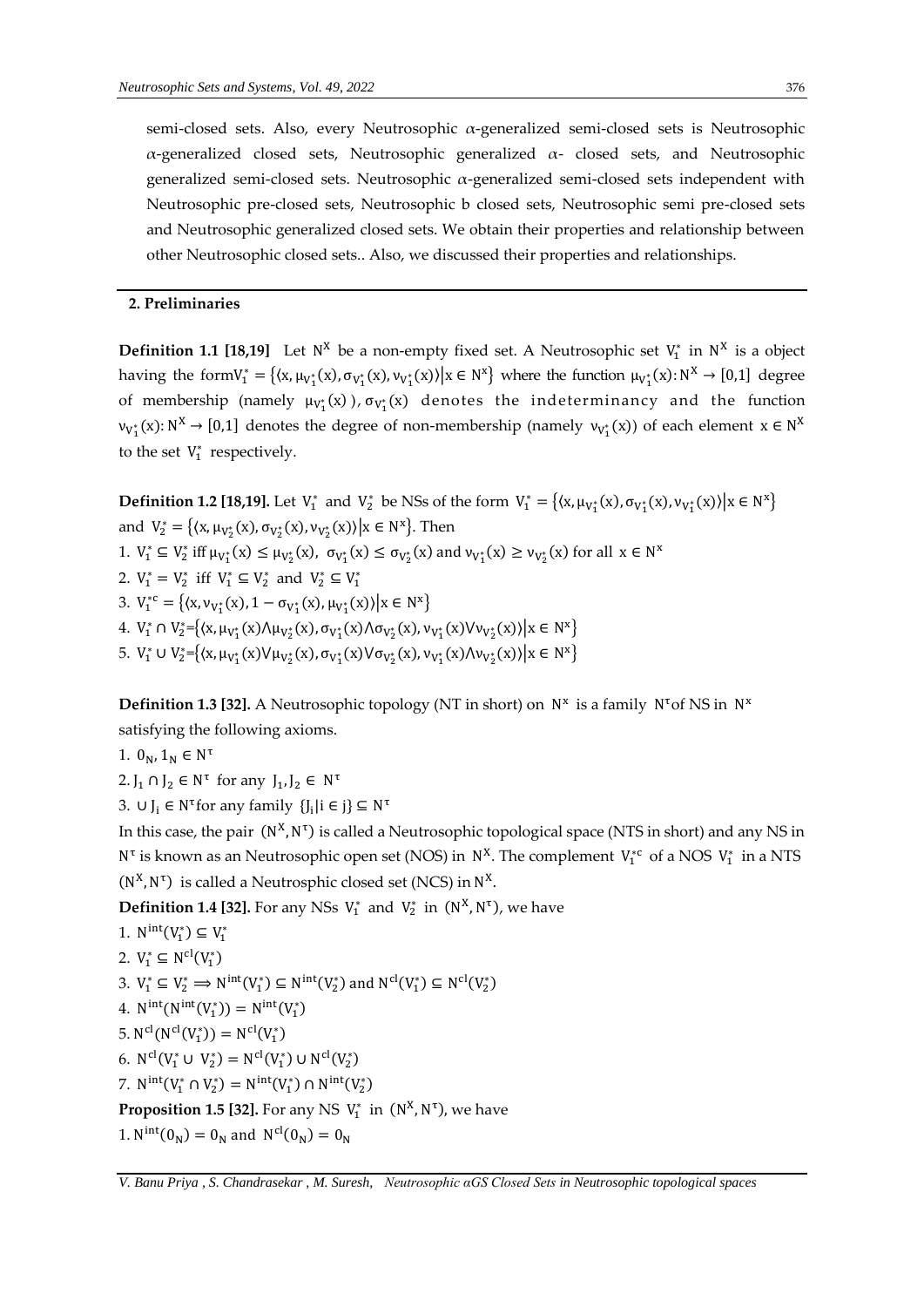semi-closed sets. Also, every Neutrosophic $\alpha$-generalized semi-closed sets is Neutrosophic $\alpha$-generalized closed sets, Neutrosophic generalized $\alpha$- closed sets, and Neutrosophic generalized semi-closed sets. Neutrosophic $\alpha$-generalized semi-closed sets independent with Neutrosophic pre-closed sets, Neutrosophic b closed sets, Neutrosophic semi pre-closed sets and Neutrosophic generalized closed sets. We obtain their properties and relationship between other Neutrosophic closed sets.. Also, we discussed their properties and relationships.

## 2. Preliminaries

**Definition 1.1 [18,19]** Let $N^X$ be a non-empty fixed set. A Neutrosophic set $V_1^*$ in $N^X$ is a object having the form $V_1^* = \{\langle x, \mu_{V_1^*}(x), \sigma_{V_1^*}(x), \nu_{V_1^*}(x)\rangle | x \in N^x\}$ where the function $\mu_{V_1^*}(x): N^X \to [0,1]$ degree of membership (namely $\mu_{V_1^*}(x)$), $\sigma_{V_1^*}(x)$ denotes the indeterminancy and the function $\nu_{V_1^*}(x): N^X \to [0,1]$ denotes the degree of non-membership (namely $\nu_{V_1^*}(x)$) of each element $x \in N^X$ to the set $V_1^*$ respectively.

**Definition 1.2 [18,19].** Let $V_1^*$ and $V_2^*$ be NSs of the form $V_1^* = \{\langle x, \mu_{V_1^*}(x), \sigma_{V_1^*}(x), \nu_{V_1^*}(x)\rangle | x \in N^x\}$ and $V_2^* = \{\langle x, \mu_{V_2^*}(x), \sigma_{V_2^*}(x), \nu_{V_2^*}(x)\rangle | x \in N^x\}$. Then

1. $V_1^* \subseteq V_2^*$ iff $\mu_{V_1^*}(x) \leq \mu_{V_2^*}(x)$, $\sigma_{V_1^*}(x) \leq \sigma_{V_2^*}(x)$ and $\nu_{V_1^*}(x) \geq \nu_{V_2^*}(x)$ for all $x \in N^x$
2. $V_1^* = V_2^*$ iff $V_1^* \subseteq V_2^*$ and $V_2^* \subseteq V_1^*$
3. $V_1^{*c} = \{\langle x, \nu_{V_1^*}(x), 1 - \sigma_{V_1^*}(x), \mu_{V_1^*}(x)\rangle | x \in N^x\}$
4. $V_1^* \cap V_2^* = \{\langle x, \mu_{V_1^*}(x) \wedge \mu_{V_2^*}(x), \sigma_{V_1^*}(x) \wedge \sigma_{V_2^*}(x), \nu_{V_1^*}(x) \vee \nu_{V_2^*}(x)\rangle | x \in N^x\}$
5. $V_1^* \cup V_2^* = \{\langle x, \mu_{V_1^*}(x) \vee \mu_{V_2^*}(x), \sigma_{V_1^*}(x) \vee \sigma_{V_2^*}(x), \nu_{V_1^*}(x) \wedge \nu_{V_2^*}(x)\rangle | x \in N^x\}$

**Definition 1.3 [32].** A Neutrosophic topology (NT in short) on $N^x$ is a family $N^\tau$ of NS in $N^x$ satisfying the following axioms.

1. $0_N, 1_N \in N^\tau$
2. $J_1 \cap J_2 \in N^\tau$ for any $J_1, J_2 \in N^\tau$
3. $\cup J_i \in N^\tau$ for any family $\{J_i | i \in j\} \subseteq N^\tau$

In this case, the pair $(N^X, N^\tau)$ is called a Neutrosophic topological space (NTS in short) and any NS in $N^\tau$ is known as an Neutrosophic open set (NOS) in $N^X$. The complement $V_1^{*c}$ of a NOS $V_1^*$ in a NTS $(N^X, N^\tau)$ is called a Neutrosphic closed set (NCS) in $N^X$.

**Definition 1.4 [32].** For any NSs $V_1^*$ and $V_2^*$ in $(N^X, N^\tau)$, we have

1. $N^{int}(V_1^*) \subseteq V_1^*$
2. $V_1^* \subseteq N^{cl}(V_1^*)$
3. $V_1^* \subseteq V_2^* \Longrightarrow N^{int}(V_1^*) \subseteq N^{int}(V_2^*)$ and $N^{cl}(V_1^*) \subseteq N^{cl}(V_2^*)$
4. $N^{int}(N^{int}(V_1^*)) = N^{int}(V_1^*)$
5. $N^{cl}(N^{cl}(V_1^*)) = N^{cl}(V_1^*)$
6. $N^{cl}(V_1^* \cup V_2^*) = N^{cl}(V_1^*) \cup N^{cl}(V_2^*)$
7. $N^{int}(V_1^* \cap V_2^*) = N^{int}(V_1^*) \cap N^{int}(V_2^*)$

**Proposition 1.5 [32].** For any NS $V_1^*$ in $(N^X, N^\tau)$, we have

1. $N^{int}(0_N) = 0_N$ and $N^{cl}(0_N) = 0_N$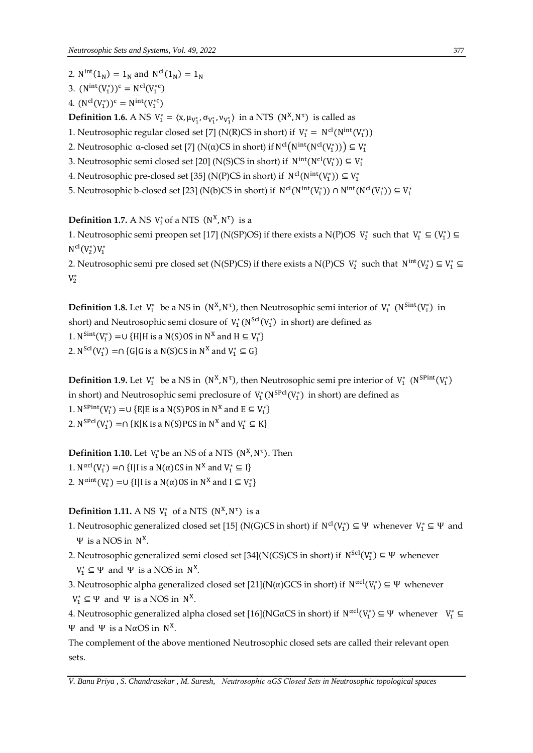2. $N^{int}(1_N) = 1_N$ and $N^{cl}(1_N) = 1_N$
3. $(N^{int}(V_1^*))^c = N^{cl}(V_1^{*c})$
4. $(N^{cl}(V_1^*))^c = N^{int}(V_1^{*c})$

**Definition 1.6.** A NS $V_1^* = \langle x, \mu_{V_1^*}, \sigma_{V_1^*}, \nu_{V_1^*} \rangle$ in a NTS $(N^X, N^\tau)$ is called as

1. Neutrosophic regular closed set [7] (N(R)CS in short) if $V_1^* = N^{cl}(N^{int}(V_1^*))$
2. Neutrosophic α-closed set [7] (N(α)CS in short) if $N^{cl}(N^{int}(N^{cl}(V_1^*))) \subseteq V_1^*$
3. Neutrosophic semi closed set [20] (N(S)CS in short) if $N^{int}(N^{cl}(V_1^*)) \subseteq V_1^*$
4. Neutrosophic pre-closed set [35] (N(P)CS in short) if $N^{cl}(N^{int}(V_1^*)) \subseteq V_1^*$
5. Neutrosophic b-closed set [23] (N(b)CS in short) if $N^{cl}(N^{int}(V_1^*)) \cap N^{int}(N^{cl}(V_1^*)) \subseteq V_1^*$

**Definition 1.7.** A NS $V_1^*$ of a NTS $(N^X, N^\tau)$ is a

1. Neutrosophic semi preopen set [17] (N(SP)OS) if there exists a N(P)OS $V_2^*$ such that $V_1^* \subseteq (V_1^*) \subseteq N^{cl}(V_2^*)V_1^*$
2. Neutrosophic semi pre closed set (N(SP)CS) if there exists a N(P)CS $V_2^*$ such that $N^{int}(V_2^*) \subseteq V_1^* \subseteq V_2^*$

**Definition 1.8.** Let $V_1^*$ be a NS in $(N^X, N^\tau)$, then Neutrosophic semi interior of $V_1^*$ ($N^{Sint}(V_1^*)$ in short) and Neutrosophic semi closure of $V_1^*$ ($N^{Scl}(V_1^*)$ in short) are defined as

1. $N^{Sint}(V_1^*) = \cup \{H | H \text{ is a } N(S)OS \text{ in } N^X \text{ and } H \subseteq V_1^*\}$
2. $N^{Scl}(V_1^*) = \cap \{G | G \text{ is a } N(S)CS \text{ in } N^X \text{ and } V_1^* \subseteq G\}$

**Definition 1.9.** Let $V_1^*$ be a NS in $(N^X, N^\tau)$, then Neutrosophic semi pre interior of $V_1^*$ ($N^{SPint}(V_1^*)$ in short) and Neutrosophic semi preclosure of $V_1^*$ ($N^{SPcl}(V_1^*)$ in short) are defined as

1. $N^{SPint}(V_1^*) = \cup \{E | E \text{ is a } N(S)POS \text{ in } N^X \text{ and } E \subseteq V_1^*\}$
2. $N^{SPcl}(V_1^*) = \cap \{K | K \text{ is a } N(S)PCS \text{ in } N^X \text{ and } V_1^* \subseteq K\}$

**Definition 1.10.** Let $V_1^*$ be an NS of a NTS $(N^X, N^\tau)$. Then

1. $N^{\alpha cl}(V_1^*) = \cap \{I | I \text{ is a } N(\alpha)CS \text{ in } N^X \text{ and } V_1^* \subseteq I\}$
2. $N^{\alpha int}(V_1^*) = \cup \{I | I \text{ is a } N(\alpha)OS \text{ in } N^X \text{ and } I \subseteq V_1^*\}$

**Definition 1.11.** A NS $V_1^*$ of a NTS $(N^X, N^\tau)$ is a

1. Neutrosophic generalized closed set [15] (N(G)CS in short) if $N^{cl}(V_1^*) \subseteq \Psi$ whenever $V_1^* \subseteq \Psi$ and $\Psi$ is a NOS in $N^X$.
2. Neutrosophic generalized semi closed set [34](N(GS)CS in short) if $N^{Scl}(V_1^*) \subseteq \Psi$ whenever $V_1^* \subseteq \Psi$ and $\Psi$ is a NOS in $N^X$.
3. Neutrosophic alpha generalized closed set [21](N(α)GCS in short) if $N^{\alpha cl}(V_1^*) \subseteq \Psi$ whenever $V_1^* \subseteq \Psi$ and $\Psi$ is a NOS in $N^X$.
4. Neutrosophic generalized alpha closed set [16](NGαCS in short) if $N^{\alpha cl}(V_1^*) \subseteq \Psi$ whenever $V_1^* \subseteq \Psi$ and $\Psi$ is a NαOS in $N^X$.

The complement of the above mentioned Neutrosophic closed sets are called their relevant open sets.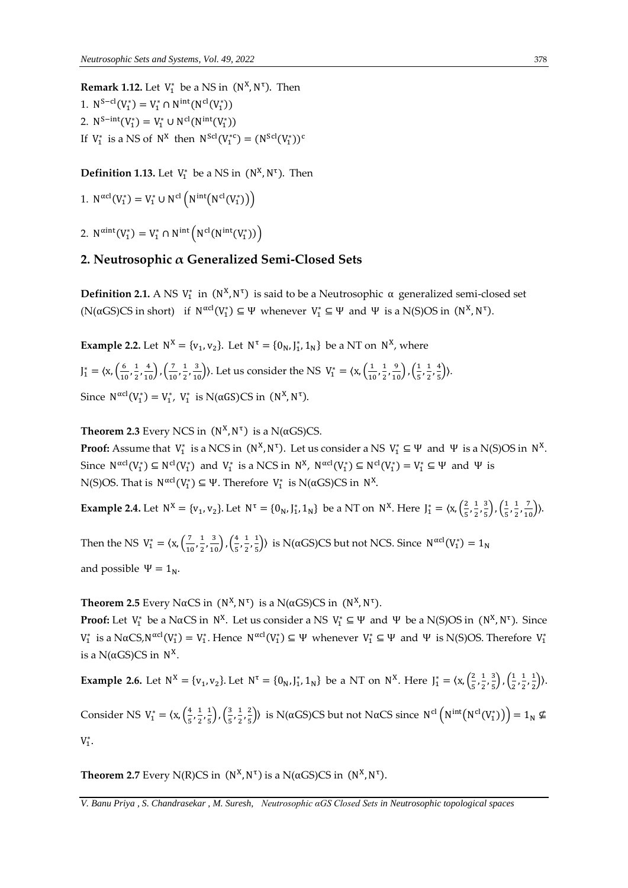**Remark 1.12.** Let $V_1^*$ be a NS in $(N^X, N^\tau)$. Then

1. $N^{S-cl}(V_1^*) = V_1^* \cap N^{int}(N^{cl}(V_1^*))$
2. $N^{S-int}(V_1^*) = V_1^* \cup N^{cl}(N^{int}(V_1^*))$

If $V_1^*$ is a NS of $N^X$ then $N^{Scl}(V_1^{*c}) = (N^{Scl}(V_1^*))^c$

**Definition 1.13.** Let $V_1^*$ be a NS in $(N^X, N^\tau)$. Then

1. $N^{\alpha cl}(V_1^*) = V_1^* \cup N^{cl}\left(N^{int}\left(N^{cl}(V_1^*)\right)\right)$
2. $N^{\alpha int}(V_1^*) = V_1^* \cap N^{int}\left(N^{cl}(N^{int}(V_1^*))\right)$

## 2. Neutrosophic $\alpha$ Generalized Semi-Closed Sets

**Definition 2.1.** A NS $V_1^*$ in $(N^X, N^\tau)$ is said to be a Neutrosophic $\alpha$ generalized semi-closed set (N(αGS)CS in short) if $N^{\alpha cl}(V_1^*) \subseteq \Psi$ whenever $V_1^* \subseteq \Psi$ and $\Psi$ is a N(S)OS in $(N^X, N^\tau)$.

**Example 2.2.** Let $N^X = \{v_1, v_2\}$. Let $N^\tau = \{0_N, J_1^*, 1_N\}$ be a NT on $N^X$, where $J_1^* = \langle x, \left(\frac{6}{10}, \frac{1}{2}, \frac{4}{10}\right), \left(\frac{7}{10}, \frac{1}{2}, \frac{3}{10}\right)\rangle$. Let us consider the NS $V_1^* = \langle x, \left(\frac{1}{10}, \frac{1}{2}, \frac{9}{10}\right), \left(\frac{1}{5}, \frac{1}{2}, \frac{4}{5}\right)\rangle$.
Since $N^{\alpha cl}(V_1^*) = V_1^*$, $V_1^*$ is N(αGS)CS in $(N^X, N^\tau)$.

**Theorem 2.3** Every NCS in $(N^X, N^\tau)$ is a N(αGS)CS.

**Proof:** Assume that $V_1^*$ is a NCS in $(N^X, N^\tau)$. Let us consider a NS $V_1^* \subseteq \Psi$ and $\Psi$ is a N(S)OS in $N^X$. Since $N^{\alpha cl}(V_1^*) \subseteq N^{cl}(V_1^*)$ and $V_1^*$ is a NCS in $N^X$, $N^{\alpha cl}(V_1^*) \subseteq N^{cl}(V_1^*) = V_1^* \subseteq \Psi$ and $\Psi$ is N(S)OS. That is $N^{\alpha cl}(V_1^*) \subseteq \Psi$. Therefore $V_1^*$ is N(αGS)CS in $N^X$.

**Example 2.4.** Let $N^X = \{v_1, v_2\}$. Let $N^\tau = \{0_N, J_1^*, 1_N\}$ be a NT on $N^X$. Here $J_1^* = \langle x, \left(\frac{2}{5}, \frac{1}{2}, \frac{3}{5}\right), \left(\frac{1}{5}, \frac{1}{2}, \frac{7}{10}\right)\rangle$.

Then the NS $V_1^* = \langle x, \left(\frac{7}{10}, \frac{1}{2}, \frac{3}{10}\right), \left(\frac{4}{5}, \frac{1}{2}, \frac{1}{5}\right)\rangle$ is N(αGS)CS but not NCS. Since $N^{\alpha cl}(V_1^*) = 1_N$ and possible $\Psi = 1_N$.

**Theorem 2.5** Every NαCS in $(N^X, N^\tau)$ is a N(αGS)CS in $(N^X, N^\tau)$.

**Proof:** Let $V_1^*$ be a NαCS in $N^X$. Let us consider a NS $V_1^* \subseteq \Psi$ and $\Psi$ be a N(S)OS in $(N^X, N^\tau)$. Since $V_1^*$ is a NαCS, $N^{\alpha cl}(V_1^*) = V_1^*$. Hence $N^{\alpha cl}(V_1^*) \subseteq \Psi$ whenever $V_1^* \subseteq \Psi$ and $\Psi$ is N(S)OS. Therefore $V_1^*$ is a N(αGS)CS in $N^X$.

**Example 2.6.** Let $N^X = \{v_1, v_2\}$. Let $N^\tau = \{0_N, J_1^*, 1_N\}$ be a NT on $N^X$. Here $J_1^* = \langle x, \left(\frac{2}{5}, \frac{1}{2}, \frac{3}{5}\right), \left(\frac{1}{2}, \frac{1}{2}, \frac{1}{2}\right)\rangle$.

Consider NS $V_1^* = \langle x, \left(\frac{4}{5}, \frac{1}{2}, \frac{1}{5}\right), \left(\frac{3}{5}, \frac{1}{2}, \frac{2}{5}\right)\rangle$ is N(αGS)CS but not NαCS since $N^{cl}\left(N^{int}\left(N^{cl}(V_1^*)\right)\right) = 1_N \nsubseteq V_1^*$.

**Theorem 2.7** Every N(R)CS in $(N^X, N^\tau)$ is a N(αGS)CS in $(N^X, N^\tau)$.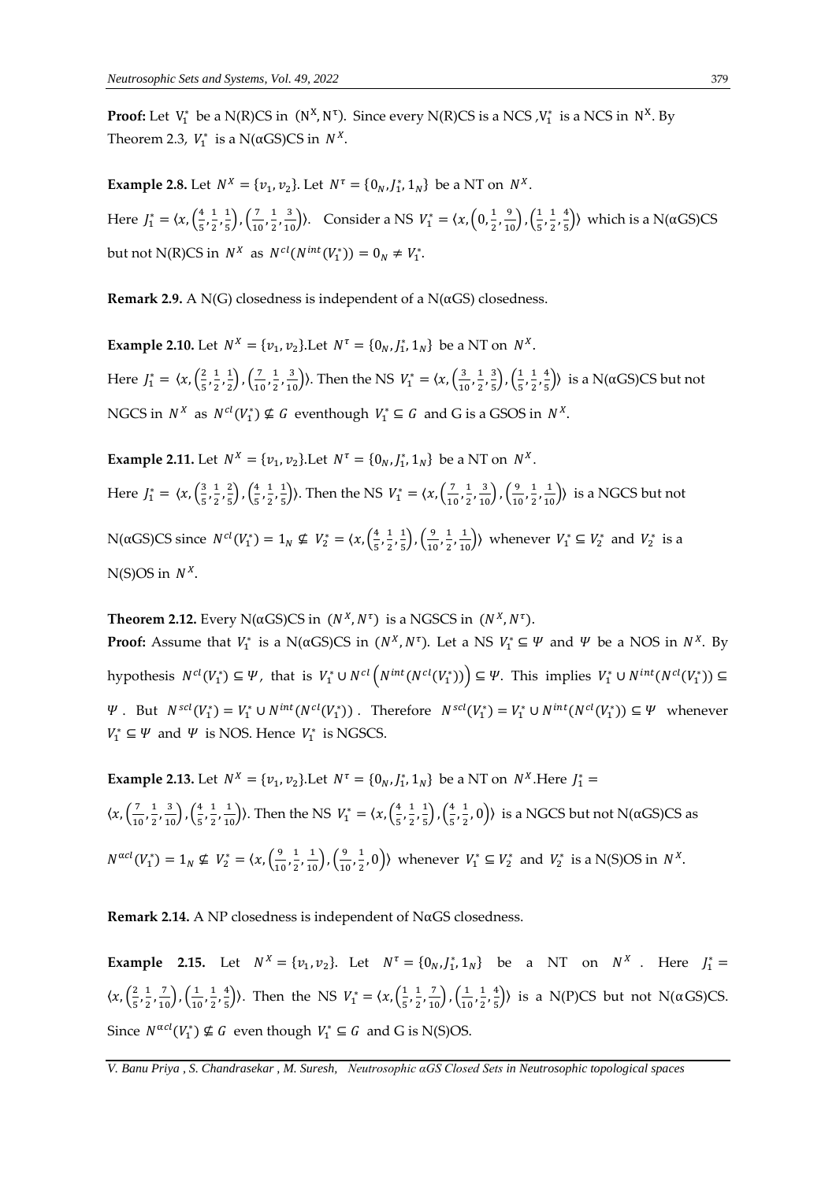**Proof:** Let $V_1^*$ be a N(R)CS in $(N^X, N^\tau)$. Since every N(R)CS is a NCS ,$V_1^*$ is a NCS in $N^X$. By Theorem 2.3, $V_1^*$ is a N(αGS)CS in $N^X$.

**Example 2.8.** Let $N^X = \{v_1, v_2\}$. Let $N^\tau = \{0_N, J_1^*, 1_N\}$ be a NT on $N^X$.

Here $J_1^* = \langle x, \left(\frac{4}{5}, \frac{1}{2}, \frac{1}{5}\right), \left(\frac{7}{10}, \frac{1}{2}, \frac{3}{10}\right)\rangle$. Consider a NS $V_1^* = \langle x, \left(0, \frac{1}{2}, \frac{9}{10}\right), \left(\frac{1}{5}, \frac{1}{2}, \frac{4}{5}\right)\rangle$ which is a N(αGS)CS but not N(R)CS in $N^X$ as $N^{cl}(N^{int}(V_1^*)) = 0_N \neq V_1^*$.

**Remark 2.9.** A N(G) closedness is independent of a N(αGS) closedness.

**Example 2.10.** Let $N^X = \{v_1, v_2\}$.Let $N^\tau = \{0_N, J_1^*, 1_N\}$ be a NT on $N^X$.

Here $J_1^* = \langle x, \left(\frac{2}{5}, \frac{1}{2}, \frac{1}{2}\right), \left(\frac{7}{10}, \frac{1}{2}, \frac{3}{10}\right)\rangle$. Then the NS $V_1^* = \langle x, \left(\frac{3}{10}, \frac{1}{2}, \frac{3}{5}\right), \left(\frac{1}{5}, \frac{1}{2}, \frac{4}{5}\right)\rangle$ is a N(αGS)CS but not NGCS in $N^X$ as $N^{cl}(V_1^*) \nsubseteq G$ eventhough $V_1^* \subseteq G$ and G is a GSOS in $N^X$.

**Example 2.11.** Let $N^X = \{v_1, v_2\}$.Let $N^\tau = \{0_N, J_1^*, 1_N\}$ be a NT on $N^X$.

Here $J_1^* = \langle x, \left(\frac{3}{5}, \frac{1}{2}, \frac{2}{5}\right), \left(\frac{4}{5}, \frac{1}{2}, \frac{1}{5}\right)\rangle$. Then the NS $V_1^* = \langle x, \left(\frac{7}{10}, \frac{1}{2}, \frac{3}{10}\right), \left(\frac{9}{10}, \frac{1}{2}, \frac{1}{10}\right)\rangle$ is a NGCS but not N(αGS)CS since $N^{cl}(V_1^*) = 1_N \nsubseteq V_2^* = \langle x, \left(\frac{4}{5}, \frac{1}{2}, \frac{1}{5}\right), \left(\frac{9}{10}, \frac{1}{2}, \frac{1}{10}\right)\rangle$ whenever $V_1^* \subseteq V_2^*$ and $V_2^*$ is a N(S)OS in $N^X$.

**Theorem 2.12.** Every N(αGS)CS in $(N^X, N^\tau)$ is a NGSCS in $(N^X, N^\tau)$.

**Proof:** Assume that $V_1^*$ is a N(αGS)CS in $(N^X, N^\tau)$. Let a NS $V_1^* \subseteq \Psi$ and $\Psi$ be a NOS in $N^X$. By hypothesis $N^{cl}(V_1^*) \subseteq \Psi$, that is $V_1^* \cup N^{cl}\left(N^{int}(N^{cl}(V_1^*))\right) \subseteq \Psi$. This implies $V_1^* \cup N^{int}(N^{cl}(V_1^*)) \subseteq \Psi$. But $N^{scl}(V_1^*) = V_1^* \cup N^{int}(N^{cl}(V_1^*))$. Therefore $N^{scl}(V_1^*) = V_1^* \cup N^{int}(N^{cl}(V_1^*)) \subseteq \Psi$ whenever $V_1^* \subseteq \Psi$ and $\Psi$ is NOS. Hence $V_1^*$ is NGSCS.

**Example 2.13.** Let $N^X = \{v_1, v_2\}$.Let $N^\tau = \{0_N, J_1^*, 1_N\}$ be a NT on $N^X$.Here $J_1^* = \langle x, \left(\frac{7}{10}, \frac{1}{2}, \frac{3}{10}\right), \left(\frac{4}{5}, \frac{1}{2}, \frac{1}{10}\right)\rangle$. Then the NS $V_1^* = \langle x, \left(\frac{4}{5}, \frac{1}{2}, \frac{1}{5}\right), \left(\frac{4}{5}, \frac{1}{2}, 0\right)\rangle$ is a NGCS but not N(αGS)CS as $N^{\alpha cl}(V_1^*) = 1_N \nsubseteq V_2^* = \langle x, \left(\frac{9}{10}, \frac{1}{2}, \frac{1}{10}\right), \left(\frac{9}{10}, \frac{1}{2}, 0\right)\rangle$ whenever $V_1^* \subseteq V_2^*$ and $V_2^*$ is a N(S)OS in $N^X$.

**Remark 2.14.** A NP closedness is independent of NαGS closedness.

**Example 2.15.** Let $N^X = \{v_1, v_2\}$. Let $N^\tau = \{0_N, J_1^*, 1_N\}$ be a NT on $N^X$. Here $J_1^* = \langle x, \left(\frac{2}{5}, \frac{1}{2}, \frac{7}{10}\right), \left(\frac{1}{10}, \frac{1}{2}, \frac{4}{5}\right)\rangle$. Then the NS $V_1^* = \langle x, \left(\frac{1}{5}, \frac{1}{2}, \frac{7}{10}\right), \left(\frac{1}{10}, \frac{1}{2}, \frac{4}{5}\right)\rangle$ is a N(P)CS but not N(αGS)CS. Since $N^{\alpha cl}(V_1^*) \nsubseteq G$ even though $V_1^* \subseteq G$ and G is N(S)OS.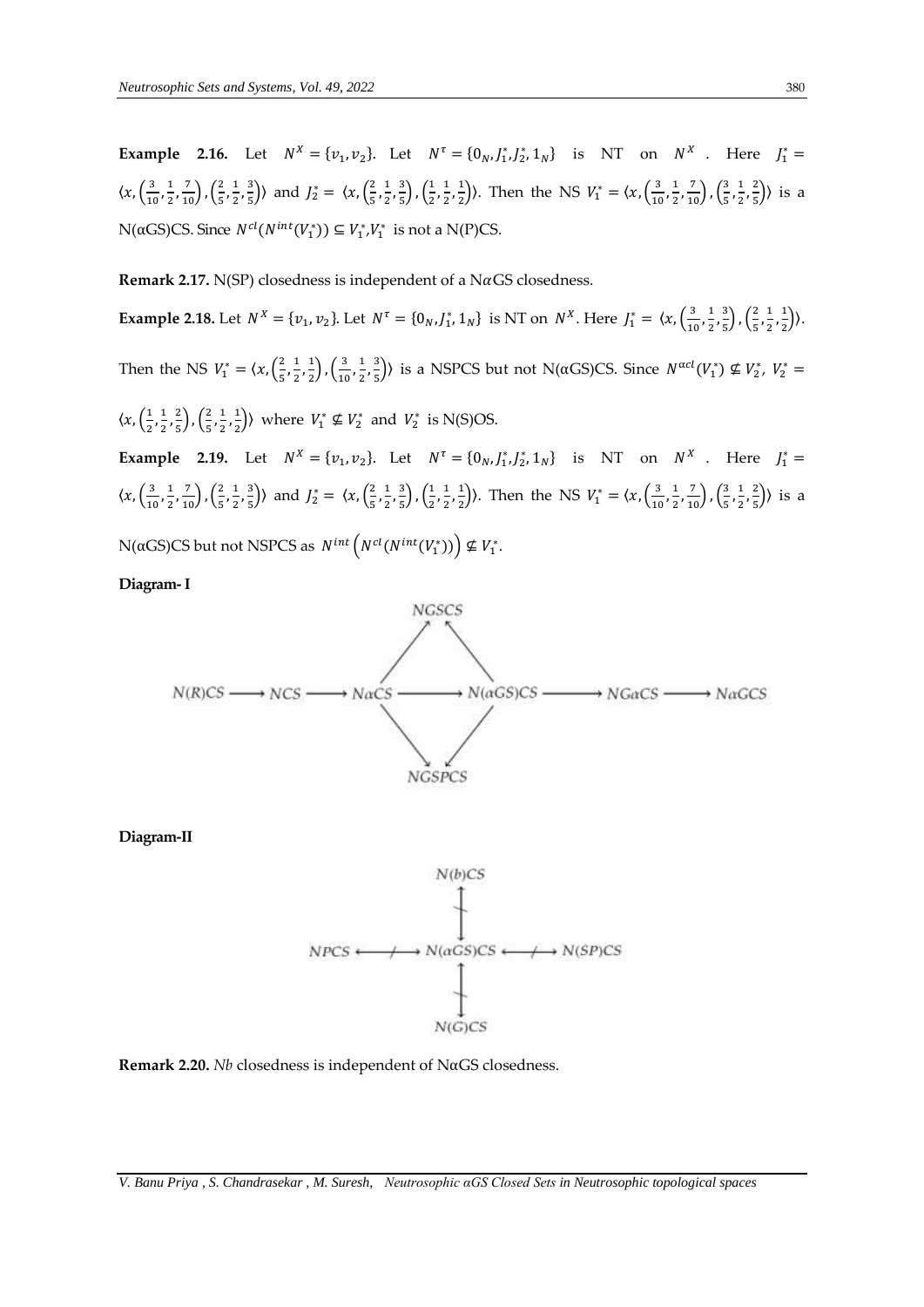**Example 2.16.** Let $N^X = \{v_1, v_2\}$. Let $N^\tau = \{0_N, J_1^*, J_2^*, 1_N\}$ is NT on $N^X$. Here $J_1^* = \langle x, \left(\frac{3}{10}, \frac{1}{2}, \frac{7}{10}\right), \left(\frac{2}{5}, \frac{1}{2}, \frac{3}{5}\right)\rangle$ and $J_2^* = \langle x, \left(\frac{2}{5}, \frac{1}{2}, \frac{3}{5}\right), \left(\frac{1}{2}, \frac{1}{2}, \frac{1}{2}\right)\rangle$. Then the NS $V_1^* = \langle x, \left(\frac{3}{10}, \frac{1}{2}, \frac{7}{10}\right), \left(\frac{3}{5}, \frac{1}{2}, \frac{2}{5}\right)\rangle$ is a N(αGS)CS. Since $N^{cl}(N^{int}(V_1^*)) \subseteq V_1^*, V_1^*$ is not a N(P)CS.

**Remark 2.17.** N(SP) closedness is independent of a NαGS closedness.

**Example 2.18.** Let $N^X = \{v_1, v_2\}$. Let $N^\tau = \{0_N, J_1^*, 1_N\}$ is NT on $N^X$. Here $J_1^* = \langle x, \left(\frac{3}{10}, \frac{1}{2}, \frac{3}{5}\right), \left(\frac{2}{5}, \frac{1}{2}, \frac{1}{2}\right)\rangle$.

Then the NS $V_1^* = \langle x, \left(\frac{2}{5}, \frac{1}{2}, \frac{1}{2}\right), \left(\frac{3}{10}, \frac{1}{2}, \frac{3}{5}\right)\rangle$ is a NSPCS but not N(αGS)CS. Since $N^{\alpha cl}(V_1^*) \nsubseteq V_2^*$, $V_2^* = \langle x, \left(\frac{1}{2}, \frac{1}{2}, \frac{2}{5}\right), \left(\frac{2}{5}, \frac{1}{2}, \frac{1}{2}\right)\rangle$ where $V_1^* \nsubseteq V_2^*$ and $V_2^*$ is N(S)OS.

**Example 2.19.** Let $N^X = \{v_1, v_2\}$. Let $N^\tau = \{0_N, J_1^*, J_2^*, 1_N\}$ is NT on $N^X$. Here $J_1^* = \langle x, \left(\frac{3}{10}, \frac{1}{2}, \frac{7}{10}\right), \left(\frac{2}{5}, \frac{1}{2}, \frac{3}{5}\right)\rangle$ and $J_2^* = \langle x, \left(\frac{2}{5}, \frac{1}{2}, \frac{3}{5}\right), \left(\frac{1}{2}, \frac{1}{2}, \frac{1}{2}\right)\rangle$. Then the NS $V_1^* = \langle x, \left(\frac{3}{10}, \frac{1}{2}, \frac{7}{10}\right), \left(\frac{3}{5}, \frac{1}{2}, \frac{2}{5}\right)\rangle$ is a N(αGS)CS but not NSPCS as $N^{int}\left(N^{cl}(N^{int}(V_1^*))\right) \nsubseteq V_1^*$.

**Diagram- I**

$$
\begin{array}{c}
\quad\quad\quad\quad NGSCS \\
N(R)CS \longrightarrow NCS \longrightarrow N\alpha CS \longrightarrow N(\alpha GS)CS \longrightarrow NG\alpha CS \longrightarrow N\alpha GCS \\
\quad\quad\quad\quad NGSPCS
\end{array}
$$

(NαCS → NGSCS, N(αGS)CS → NGSCS, NαCS → NGSPCS, N(αGS)CS → NGSPCS)

**Diagram-II**

N(b)CS ↮ N(αGS)CS; NPCS ↮ N(αGS)CS ↮ N(SP)CS; N(αGS)CS ↮ N(G)CS

**Remark 2.20.** *Nb* closedness is independent of NαGS closedness.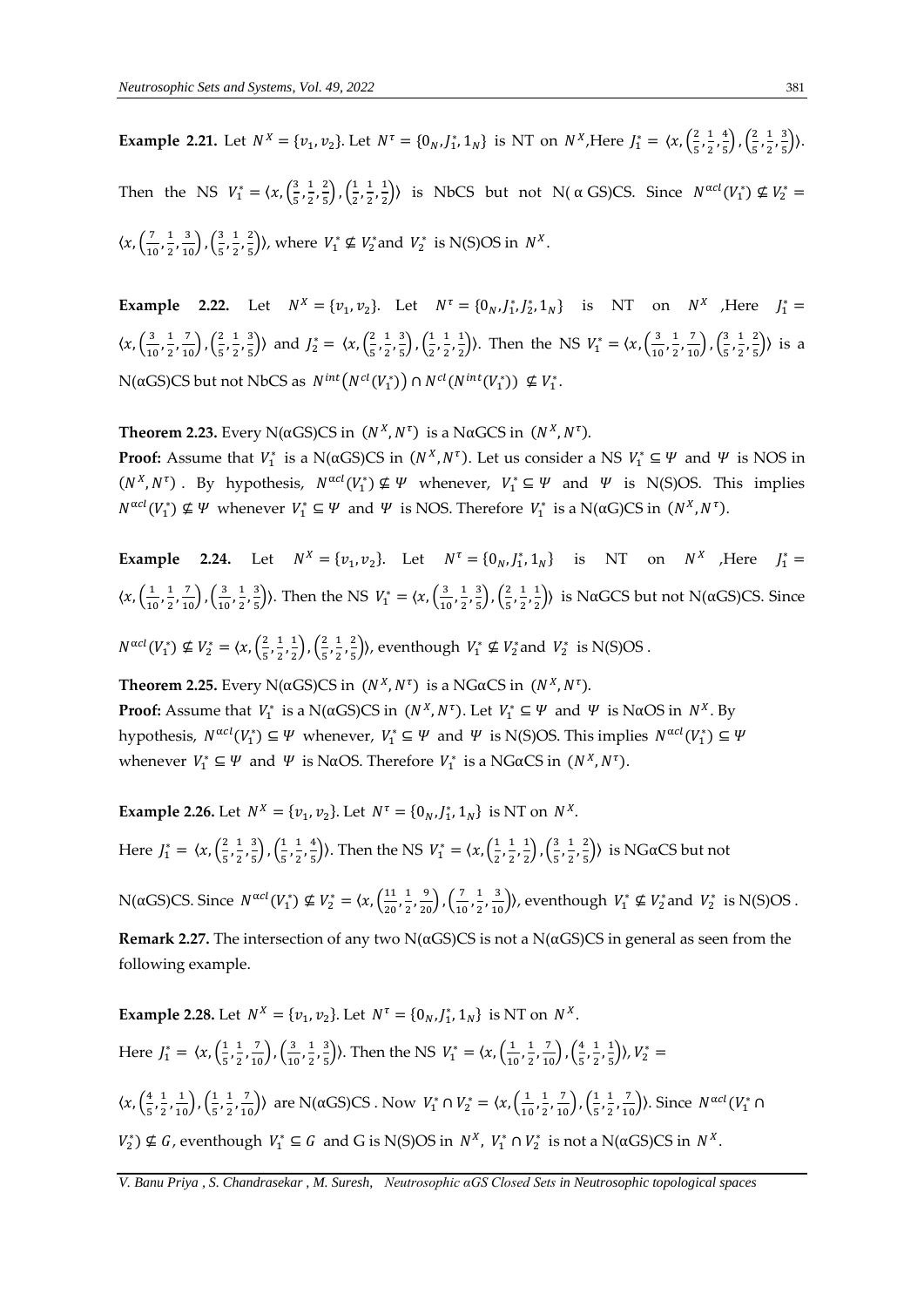**Example 2.21.** Let $N^X = \{v_1, v_2\}$. Let $N^\tau = \{0_N, J_1^*, 1_N\}$ is NT on $N^X$,Here $J_1^* = \langle x, \left(\frac{2}{5}, \frac{1}{2}, \frac{4}{5}\right), \left(\frac{2}{5}, \frac{1}{2}, \frac{3}{5}\right)\rangle$. Then the NS $V_1^* = \langle x, \left(\frac{3}{5}, \frac{1}{2}, \frac{2}{5}\right), \left(\frac{1}{2}, \frac{1}{2}, \frac{1}{2}\right)\rangle$ is NbCS but not N( α GS)CS. Since $N^{\alpha cl}(V_1^*) \nsubseteq V_2^* = \langle x, \left(\frac{7}{10}, \frac{1}{2}, \frac{3}{10}\right), \left(\frac{3}{5}, \frac{1}{2}, \frac{2}{5}\right)\rangle$, where $V_1^* \nsubseteq V_2^*$and $V_2^*$ is N(S)OS in $N^X$.

**Example 2.22.** Let $N^X = \{v_1, v_2\}$. Let $N^\tau = \{0_N, J_1^*, J_2^*, 1_N\}$ is NT on $N^X$ ,Here $J_1^* = \langle x, \left(\frac{3}{10}, \frac{1}{2}, \frac{7}{10}\right), \left(\frac{2}{5}, \frac{1}{2}, \frac{3}{5}\right)\rangle$ and $J_2^* = \langle x, \left(\frac{2}{5}, \frac{1}{2}, \frac{3}{5}\right), \left(\frac{1}{2}, \frac{1}{2}, \frac{1}{2}\right)\rangle$. Then the NS $V_1^* = \langle x, \left(\frac{3}{10}, \frac{1}{2}, \frac{7}{10}\right), \left(\frac{3}{5}, \frac{1}{2}, \frac{2}{5}\right)\rangle$ is a N(αGS)CS but not NbCS as $N^{int}\left(N^{cl}(V_1^*)\right) \cap N^{cl}(N^{int}(V_1^*)) \nsubseteq V_1^*$.

**Theorem 2.23.** Every N(αGS)CS in $(N^X, N^\tau)$ is a NαGCS in $(N^X, N^\tau)$.

**Proof:** Assume that $V_1^*$ is a N(αGS)CS in $(N^X, N^\tau)$. Let us consider a NS $V_1^* \subseteq \Psi$ and $\Psi$ is NOS in $(N^X, N^\tau)$. By hypothesis, $N^{\alpha cl}(V_1^*) \nsubseteq \Psi$ whenever, $V_1^* \subseteq \Psi$ and $\Psi$ is N(S)OS. This implies $N^{\alpha cl}(V_1^*) \nsubseteq \Psi$ whenever $V_1^* \subseteq \Psi$ and $\Psi$ is NOS. Therefore $V_1^*$ is a N(αG)CS in $(N^X, N^\tau)$.

**Example 2.24.** Let $N^X = \{v_1, v_2\}$. Let $N^\tau = \{0_N, J_1^*, 1_N\}$ is NT on $N^X$ ,Here $J_1^* = \langle x, \left(\frac{1}{10}, \frac{1}{2}, \frac{7}{10}\right), \left(\frac{3}{10}, \frac{1}{2}, \frac{3}{5}\right)\rangle$. Then the NS $V_1^* = \langle x, \left(\frac{3}{10}, \frac{1}{2}, \frac{3}{5}\right), \left(\frac{2}{5}, \frac{1}{2}, \frac{1}{2}\right)\rangle$ is NαGCS but not N(αGS)CS. Since $N^{\alpha cl}(V_1^*) \nsubseteq V_2^* = \langle x, \left(\frac{2}{5}, \frac{1}{2}, \frac{1}{2}\right), \left(\frac{2}{5}, \frac{1}{2}, \frac{2}{5}\right)\rangle$, eventhough $V_1^* \nsubseteq V_2^*$and $V_2^*$ is N(S)OS .

**Theorem 2.25.** Every N(αGS)CS in $(N^X, N^\tau)$ is a NGαCS in $(N^X, N^\tau)$.

**Proof:** Assume that $V_1^*$ is a N(αGS)CS in $(N^X, N^\tau)$. Let $V_1^* \subseteq \Psi$ and $\Psi$ is NαOS in $N^X$. By hypothesis, $N^{\alpha cl}(V_1^*) \subseteq \Psi$ whenever, $V_1^* \subseteq \Psi$ and $\Psi$ is N(S)OS. This implies $N^{\alpha cl}(V_1^*) \subseteq \Psi$ whenever $V_1^* \subseteq \Psi$ and $\Psi$ is NαOS. Therefore $V_1^*$ is a NGαCS in $(N^X, N^\tau)$.

**Example 2.26.** Let $N^X = \{v_1, v_2\}$. Let $N^\tau = \{0_N, J_1^*, 1_N\}$ is NT on $N^X$.

Here $J_1^* = \langle x, \left(\frac{2}{5}, \frac{1}{2}, \frac{3}{5}\right), \left(\frac{1}{5}, \frac{1}{2}, \frac{4}{5}\right)\rangle$. Then the NS $V_1^* = \langle x, \left(\frac{1}{2}, \frac{1}{2}, \frac{1}{2}\right), \left(\frac{3}{5}, \frac{1}{2}, \frac{2}{5}\right)\rangle$ is NGαCS but not N(αGS)CS. Since $N^{\alpha cl}(V_1^*) \nsubseteq V_2^* = \langle x, \left(\frac{11}{20}, \frac{1}{2}, \frac{9}{20}\right), \left(\frac{7}{10}, \frac{1}{2}, \frac{3}{10}\right)\rangle$, eventhough $V_1^* \nsubseteq V_2^*$and $V_2^*$ is N(S)OS .

**Remark 2.27.** The intersection of any two N(αGS)CS is not a N(αGS)CS in general as seen from the following example.

**Example 2.28.** Let $N^X = \{v_1, v_2\}$. Let $N^\tau = \{0_N, J_1^*, 1_N\}$ is NT on $N^X$.

Here $J_1^* = \langle x, \left(\frac{1}{5}, \frac{1}{2}, \frac{7}{10}\right), \left(\frac{3}{10}, \frac{1}{2}, \frac{3}{5}\right)\rangle$. Then the NS $V_1^* = \langle x, \left(\frac{1}{10}, \frac{1}{2}, \frac{7}{10}\right), \left(\frac{4}{5}, \frac{1}{2}, \frac{1}{5}\right)\rangle, V_2^* = \langle x, \left(\frac{4}{5}, \frac{1}{2}, \frac{1}{10}\right), \left(\frac{1}{5}, \frac{1}{2}, \frac{7}{10}\right)\rangle$ are N(αGS)CS . Now $V_1^* \cap V_2^* = \langle x, \left(\frac{1}{10}, \frac{1}{2}, \frac{7}{10}\right), \left(\frac{1}{5}, \frac{1}{2}, \frac{7}{10}\right)\rangle$. Since $N^{\alpha cl}(V_1^* \cap V_2^*) \nsubseteq G$, eventhough $V_1^* \subseteq G$ and G is N(S)OS in $N^X$, $V_1^* \cap V_2^*$ is not a N(αGS)CS in $N^X$.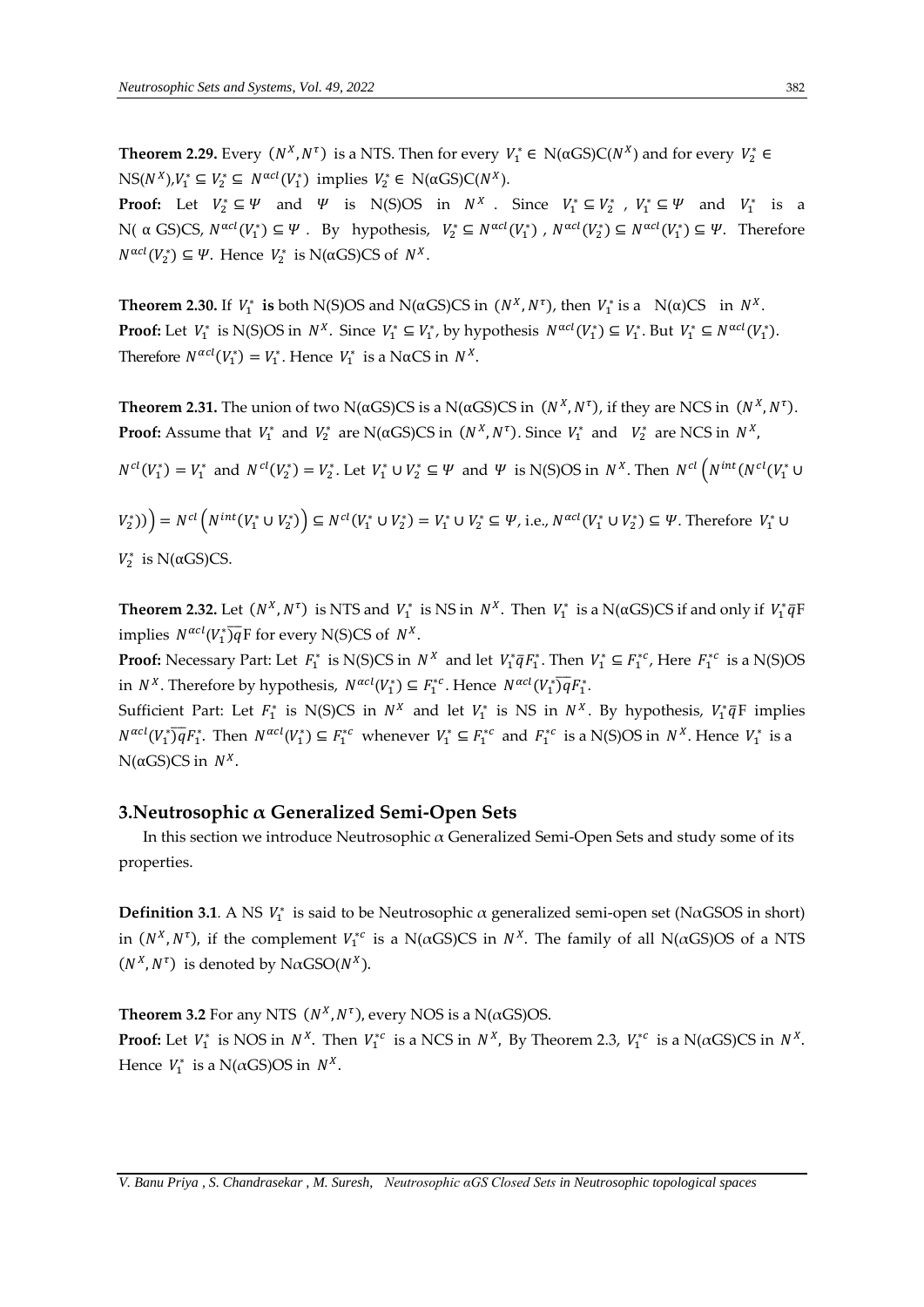**Theorem 2.29.** Every $(N^X, N^\tau)$ is a NTS. Then for every $V_1^* \in$ N(αGS)C$(N^X)$ and for every $V_2^* \in$ NS$(N^X)$,$V_1^* \subseteq V_2^* \subseteq N^{\alpha cl}(V_1^*)$ implies $V_2^* \in$ N(αGS)C$(N^X)$.

**Proof:** Let $V_2^* \subseteq \Psi$ and $\Psi$ is N(S)OS in $N^X$. Since $V_1^* \subseteq V_2^*$ , $V_1^* \subseteq \Psi$ and $V_1^*$ is a N( α GS)CS, $N^{\alpha cl}(V_1^*) \subseteq \Psi$ . By hypothesis, $V_2^* \subseteq N^{\alpha cl}(V_1^*)$ , $N^{\alpha cl}(V_2^*) \subseteq N^{\alpha cl}(V_1^*) \subseteq \Psi$. Therefore $N^{\alpha cl}(V_2^*) \subseteq \Psi$. Hence $V_2^*$ is N(αGS)CS of $N^X$.

**Theorem 2.30.** If $V_1^*$ **is** both N(S)OS and N(αGS)CS in $(N^X, N^\tau)$, then $V_1^*$ is a N(α)CS in $N^X$.

**Proof:** Let $V_1^*$ is N(S)OS in $N^X$. Since $V_1^* \subseteq V_1^*$, by hypothesis $N^{\alpha cl}(V_1^*) \subseteq V_1^*$. But $V_1^* \subseteq N^{\alpha cl}(V_1^*)$. Therefore $N^{\alpha cl}(V_1^*) = V_1^*$. Hence $V_1^*$ is a NαCS in $N^X$.

**Theorem 2.31.** The union of two N(αGS)CS is a N(αGS)CS in $(N^X, N^\tau)$, if they are NCS in $(N^X, N^\tau)$.

**Proof:** Assume that $V_1^*$ and $V_2^*$ are N(αGS)CS in $(N^X, N^\tau)$. Since $V_1^*$ and $V_2^*$ are NCS in $N^X$, $N^{cl}(V_1^*) = V_1^*$ and $N^{cl}(V_2^*) = V_2^*$. Let $V_1^* \cup V_2^* \subseteq \Psi$ and $\Psi$ is N(S)OS in $N^X$. Then $N^{cl}\left(N^{int}(N^{cl}(V_1^* \cup V_2^*))\right) = N^{cl}\left(N^{int}(V_1^* \cup V_2^*)\right) \subseteq N^{cl}(V_1^* \cup V_2^*) = V_1^* \cup V_2^* \subseteq \Psi$, i.e., $N^{\alpha cl}(V_1^* \cup V_2^*) \subseteq \Psi$. Therefore $V_1^* \cup V_2^*$ is N(αGS)CS.

**Theorem 2.32.** Let $(N^X, N^\tau)$ is NTS and $V_1^*$ is NS in $N^X$. Then $V_1^*$ is a N(αGS)CS if and only if $V_1^* \bar{q}$F implies $N^{\alpha cl}(V_1^*)\overline{q}$F for every N(S)CS of $N^X$.

**Proof:** Necessary Part: Let $F_1^*$ is N(S)CS in $N^X$ and let $V_1^* \bar{q} F_1^*$. Then $V_1^* \subseteq F_1^{*c}$, Here $F_1^{*c}$ is a N(S)OS in $N^X$. Therefore by hypothesis, $N^{\alpha cl}(V_1^*) \subseteq F_1^{*c}$. Hence $N^{\alpha cl}(V_1^*)\overline{q} F_1^*$.

Sufficient Part: Let $F_1^*$ is N(S)CS in $N^X$ and let $V_1^*$ is NS in $N^X$. By hypothesis, $V_1^* \bar{q}$F implies $N^{\alpha cl}(V_1^*)\overline{q} F_1^*$. Then $N^{\alpha cl}(V_1^*) \subseteq F_1^{*c}$ whenever $V_1^* \subseteq F_1^{*c}$ and $F_1^{*c}$ is a N(S)OS in $N^X$. Hence $V_1^*$ is a N(αGS)CS in $N^X$.

## 3.Neutrosophic $\alpha$ Generalized Semi-Open Sets

In this section we introduce Neutrosophic $\alpha$ Generalized Semi-Open Sets and study some of its properties.

**Definition 3.1**. A NS $V_1^*$ is said to be Neutrosophic $\alpha$ generalized semi-open set (N$\alpha$GSOS in short) in $(N^X, N^\tau)$, if the complement $V_1^{*c}$ is a N($\alpha$GS)CS in $N^X$. The family of all N($\alpha$GS)OS of a NTS $(N^X, N^\tau)$ is denoted by N$\alpha$GSO$(N^X)$.

**Theorem 3.2** For any NTS $(N^X, N^\tau)$, every NOS is a N($\alpha$GS)OS.

**Proof:** Let $V_1^*$ is NOS in $N^X$. Then $V_1^{*c}$ is a NCS in $N^X$, By Theorem 2.3, $V_1^{*c}$ is a N($\alpha$GS)CS in $N^X$. Hence $V_1^*$ is a N($\alpha$GS)OS in $N^X$.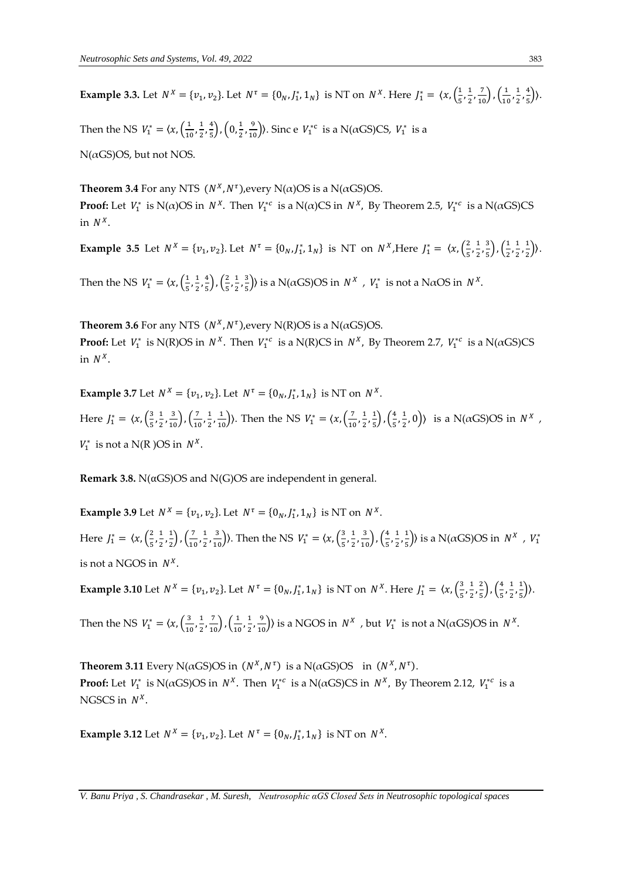**Example 3.3.** Let $N^X = \{v_1, v_2\}$. Let $N^\tau = \{0_N, J_1^*, 1_N\}$ is NT on $N^X$. Here $J_1^* = \langle x, \left(\frac{1}{5}, \frac{1}{2}, \frac{7}{10}\right), \left(\frac{1}{10}, \frac{1}{2}, \frac{4}{5}\right)\rangle$.

Then the NS $V_1^* = \langle x, \left(\frac{1}{10}, \frac{1}{2}, \frac{4}{5}\right), \left(0, \frac{1}{2}, \frac{9}{10}\right)\rangle$. Sinc e $V_1^{*c}$ is a N($\alpha$GS)CS, $V_1^*$ is a N($\alpha$GS)OS, but not NOS.

**Theorem 3.4** For any NTS $(N^X, N^\tau)$,every N($\alpha$)OS is a N($\alpha$GS)OS.
**Proof:** Let $V_1^*$ is N($\alpha$)OS in $N^X$. Then $V_1^{*c}$ is a N($\alpha$)CS in $N^X$, By Theorem 2.5, $V_1^{*c}$ is a N($\alpha$GS)CS in $N^X$.

**Example 3.5** Let $N^X = \{v_1, v_2\}$. Let $N^\tau = \{0_N, J_1^*, 1_N\}$ is NT on $N^X$,Here $J_1^* = \langle x, \left(\frac{2}{5}, \frac{1}{2}, \frac{3}{5}\right), \left(\frac{1}{2}, \frac{1}{2}, \frac{1}{2}\right)\rangle$.

Then the NS $V_1^* = \langle x, \left(\frac{1}{5}, \frac{1}{2}, \frac{4}{5}\right), \left(\frac{2}{5}, \frac{1}{2}, \frac{3}{5}\right)\rangle$ is a N($\alpha$GS)OS in $N^X$ , $V_1^*$ is not a N$\alpha$OS in $N^X$.

**Theorem 3.6** For any NTS $(N^X, N^\tau)$,every N(R)OS is a N($\alpha$GS)OS.
**Proof:** Let $V_1^*$ is N(R)OS in $N^X$. Then $V_1^{*c}$ is a N(R)CS in $N^X$, By Theorem 2.7, $V_1^{*c}$ is a N($\alpha$GS)CS in $N^X$.

**Example 3.7** Let $N^X = \{v_1, v_2\}$. Let $N^\tau = \{0_N, J_1^*, 1_N\}$ is NT on $N^X$.

Here $J_1^* = \langle x, \left(\frac{3}{5}, \frac{1}{2}, \frac{3}{10}\right), \left(\frac{7}{10}, \frac{1}{2}, \frac{1}{10}\right)\rangle$. Then the NS $V_1^* = \langle x, \left(\frac{7}{10}, \frac{1}{2}, \frac{1}{5}\right), \left(\frac{4}{5}, \frac{1}{2}, 0\right)\rangle$ is a N($\alpha$GS)OS in $N^X$ , $V_1^*$ is not a N(R )OS in $N^X$.

**Remark 3.8.** N(αGS)OS and N(G)OS are independent in general.

**Example 3.9** Let $N^X = \{v_1, v_2\}$. Let $N^\tau = \{0_N, J_1^*, 1_N\}$ is NT on $N^X$.

Here $J_1^* = \langle x, \left(\frac{2}{5}, \frac{1}{2}, \frac{1}{2}\right), \left(\frac{7}{10}, \frac{1}{2}, \frac{3}{10}\right)\rangle$. Then the NS $V_1^* = \langle x, \left(\frac{3}{5}, \frac{1}{2}, \frac{3}{10}\right), \left(\frac{4}{5}, \frac{1}{2}, \frac{1}{5}\right)\rangle$ is a N($\alpha$GS)OS in $N^X$ , $V_1^*$ is not a NGOS in $N^X$.

**Example 3.10** Let $N^X = \{v_1, v_2\}$. Let $N^\tau = \{0_N, J_1^*, 1_N\}$ is NT on $N^X$. Here $J_1^* = \langle x, \left(\frac{3}{5}, \frac{1}{2}, \frac{2}{5}\right), \left(\frac{4}{5}, \frac{1}{2}, \frac{1}{5}\right)\rangle$.

Then the NS $V_1^* = \langle x, \left(\frac{3}{10}, \frac{1}{2}, \frac{7}{10}\right), \left(\frac{1}{10}, \frac{1}{2}, \frac{9}{10}\right)\rangle$ is a NGOS in $N^X$ , but $V_1^*$ is not a N($\alpha$GS)OS in $N^X$.

**Theorem 3.11** Every N($\alpha$GS)OS in $(N^X, N^\tau)$ is a N($\alpha$GS)OS in $(N^X, N^\tau)$.
**Proof:** Let $V_1^*$ is N($\alpha$GS)OS in $N^X$. Then $V_1^{*c}$ is a N($\alpha$GS)CS in $N^X$, By Theorem 2.12, $V_1^{*c}$ is a NGSCS in $N^X$.

**Example 3.12** Let $N^X = \{v_1, v_2\}$. Let $N^\tau = \{0_N, J_1^*, 1_N\}$ is NT on $N^X$.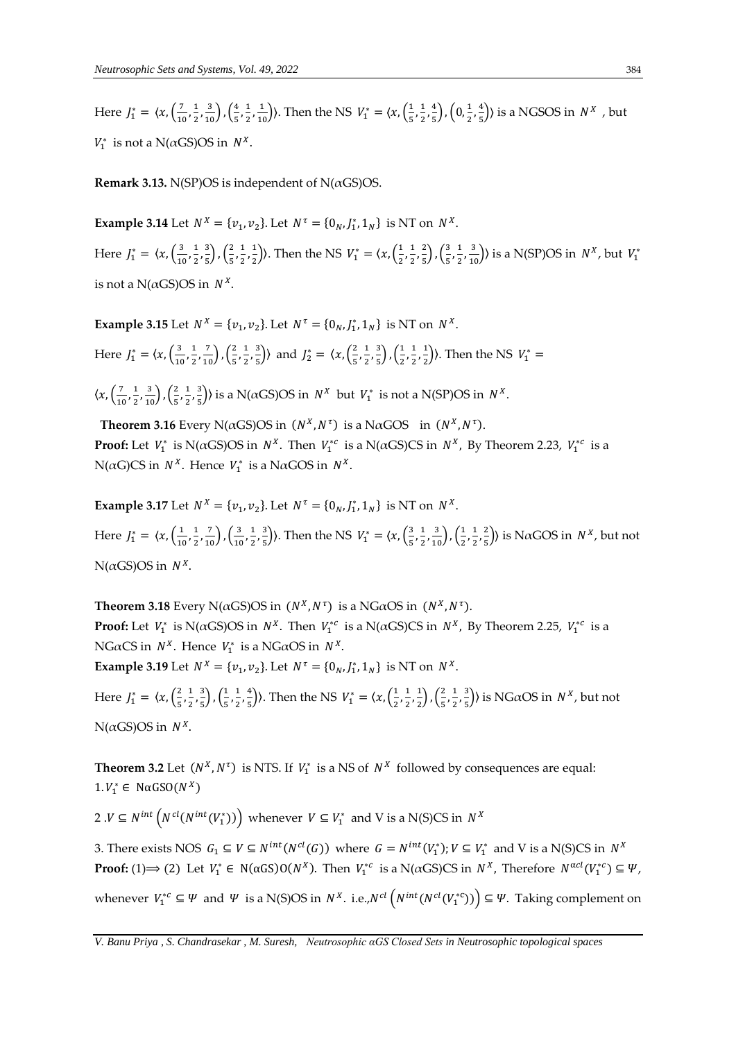Here $J_1^* = \langle x, \left(\frac{7}{10}, \frac{1}{2}, \frac{3}{10}\right), \left(\frac{4}{5}, \frac{1}{2}, \frac{1}{10}\right)\rangle$. Then the NS $V_1^* = \langle x, \left(\frac{1}{5}, \frac{1}{2}, \frac{4}{5}\right), \left(0, \frac{1}{2}, \frac{4}{5}\right)\rangle$ is a NGSOS in $N^X$ , but $V_1^*$ is not a N($\alpha$GS)OS in $N^X$.

**Remark 3.13.** N(SP)OS is independent of N($\alpha$GS)OS.

**Example 3.14** Let $N^X = \{v_1, v_2\}$. Let $N^\tau = \{0_N, J_1^*, 1_N\}$ is NT on $N^X$.

Here $J_1^* = \langle x, \left(\frac{3}{10}, \frac{1}{2}, \frac{3}{5}\right), \left(\frac{2}{5}, \frac{1}{2}, \frac{1}{2}\right)\rangle$. Then the NS $V_1^* = \langle x, \left(\frac{1}{2}, \frac{1}{2}, \frac{2}{5}\right), \left(\frac{3}{5}, \frac{1}{2}, \frac{3}{10}\right)\rangle$ is a N(SP)OS in $N^X$, but $V_1^*$ is not a N($\alpha$GS)OS in $N^X$.

**Example 3.15** Let $N^X = \{v_1, v_2\}$. Let $N^\tau = \{0_N, J_1^*, 1_N\}$ is NT on $N^X$.

Here $J_1^* = \langle x, \left(\frac{3}{10}, \frac{1}{2}, \frac{7}{10}\right), \left(\frac{2}{5}, \frac{1}{2}, \frac{3}{5}\right)\rangle$ and $J_2^* = \langle x, \left(\frac{2}{5}, \frac{1}{2}, \frac{3}{5}\right), \left(\frac{1}{2}, \frac{1}{2}, \frac{1}{2}\right)\rangle$. Then the NS $V_1^* =$

$\langle x, \left(\frac{7}{10}, \frac{1}{2}, \frac{3}{10}\right), \left(\frac{2}{5}, \frac{1}{2}, \frac{3}{5}\right)\rangle$ is a N($\alpha$GS)OS in $N^X$ but $V_1^*$ is not a N(SP)OS in $N^X$.

**Theorem 3.16** Every N($\alpha$GS)OS in $(N^X, N^\tau)$ is a N$\alpha$GOS in $(N^X, N^\tau)$.
**Proof:** Let $V_1^*$ is N($\alpha$GS)OS in $N^X$. Then $V_1^{*c}$ is a N($\alpha$GS)CS in $N^X$, By Theorem 2.23, $V_1^{*c}$ is a N($\alpha$G)CS in $N^X$. Hence $V_1^*$ is a N$\alpha$GOS in $N^X$.

**Example 3.17** Let $N^X = \{v_1, v_2\}$. Let $N^\tau = \{0_N, J_1^*, 1_N\}$ is NT on $N^X$.

Here $J_1^* = \langle x, \left(\frac{1}{10}, \frac{1}{2}, \frac{7}{10}\right), \left(\frac{3}{10}, \frac{1}{2}, \frac{3}{5}\right)\rangle$. Then the NS $V_1^* = \langle x, \left(\frac{3}{5}, \frac{1}{2}, \frac{3}{10}\right), \left(\frac{1}{2}, \frac{1}{2}, \frac{2}{5}\right)\rangle$ is N$\alpha$GOS in $N^X$, but not N($\alpha$GS)OS in $N^X$.

**Theorem 3.18** Every N($\alpha$GS)OS in $(N^X, N^\tau)$ is a NG$\alpha$OS in $(N^X, N^\tau)$.
**Proof:** Let $V_1^*$ is N($\alpha$GS)OS in $N^X$. Then $V_1^{*c}$ is a N($\alpha$GS)CS in $N^X$, By Theorem 2.25, $V_1^{*c}$ is a NG$\alpha$CS in $N^X$. Hence $V_1^*$ is a NG$\alpha$OS in $N^X$.
**Example 3.19** Let $N^X = \{v_1, v_2\}$. Let $N^\tau = \{0_N, J_1^*, 1_N\}$ is NT on $N^X$.

Here $J_1^* = \langle x, \left(\frac{2}{5}, \frac{1}{2}, \frac{3}{5}\right), \left(\frac{1}{5}, \frac{1}{2}, \frac{4}{5}\right)\rangle$. Then the NS $V_1^* = \langle x, \left(\frac{1}{2}, \frac{1}{2}, \frac{1}{2}\right), \left(\frac{2}{5}, \frac{1}{2}, \frac{3}{5}\right)\rangle$ is NG$\alpha$OS in $N^X$, but not N($\alpha$GS)OS in $N^X$.

**Theorem 3.2** Let $(N^X, N^\tau)$ is NTS. If $V_1^*$ is a NS of $N^X$ followed by consequences are equal:
1. $V_1^* \in \mathrm{N\alpha GSO}(N^X)$

2. $V \subseteq N^{int}\left(N^{cl}(N^{int}(V_1^*))\right)$ whenever $V \subseteq V_1^*$ and V is a N(S)CS in $N^X$

3. There exists NOS $G_1 \subseteq V \subseteq N^{int}(N^{cl}(G))$ where $G = N^{int}(V_1^*); V \subseteq V_1^*$ and V is a N(S)CS in $N^X$
**Proof:** (1)$\Longrightarrow$ (2) Let $V_1^* \in \mathrm{N(\alpha GS)O}(N^X)$. Then $V_1^{*c}$ is a N($\alpha$GS)CS in $N^X$, Therefore $N^{\alpha cl}(V_1^{*c}) \subseteq \Psi$, whenever $V_1^{*c} \subseteq \Psi$ and $\Psi$ is a N(S)OS in $N^X$. i.e.,$N^{cl}\left(N^{int}(N^{cl}(V_1^{*c}))\right) \subseteq \Psi$. Taking complement on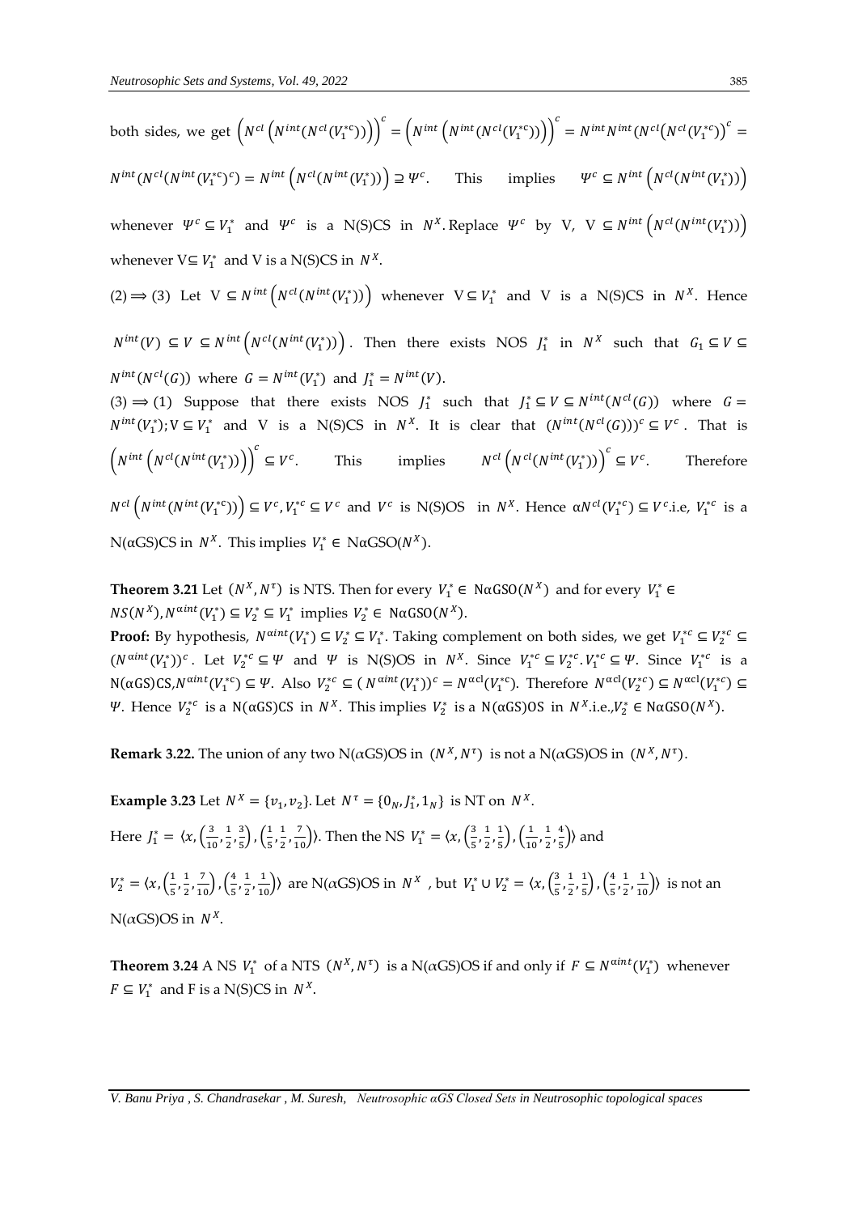both sides, we get $\left(N^{cl}\left(N^{int}(N^{cl}(V_1^{*c}))\right)\right)^c = \left(N^{int}\left(N^{int}(N^{cl}(V_1^{*c}))\right)\right)^c = N^{int}N^{int}(N^{cl}\left(N^{cl}(V_1^{*c})\right)^c =$

$N^{int}(N^{cl}(N^{int}(V_1^{*c})^c) = N^{int}\left(N^{cl}(N^{int}(V_1^{*}))\right) \supseteq \Psi^c$. This implies $\Psi^c \subseteq N^{int}\left(N^{cl}(N^{int}(V_1^{*}))\right)$ whenever $\Psi^c \subseteq V_1^*$ and $\Psi^c$ is a N(S)CS in $N^X$. Replace $\Psi^c$ by V, $V \subseteq N^{int}\left(N^{cl}(N^{int}(V_1^{*}))\right)$ whenever V$\subseteq V_1^*$ and V is a N(S)CS in $N^X$.

(2) $\Longrightarrow$ (3) Let $V \subseteq N^{int}\left(N^{cl}(N^{int}(V_1^{*}))\right)$ whenever $V \subseteq V_1^*$ and V is a N(S)CS in $N^X$. Hence $N^{int}(V) \subseteq V \subseteq N^{int}\left(N^{cl}(N^{int}(V_1^{*}))\right)$. Then there exists NOS $J_1^*$ in $N^X$ such that $G_1 \subseteq V \subseteq N^{int}(N^{cl}(G))$ where $G = N^{int}(V_1^*)$ and $J_1^* = N^{int}(V)$.

(3) $\Longrightarrow$ (1) Suppose that there exists NOS $J_1^*$ such that $J_1^* \subseteq V \subseteq N^{int}(N^{cl}(G))$ where $G = N^{int}(V_1^*)$; $V \subseteq V_1^*$ and V is a N(S)CS in $N^X$. It is clear that $(N^{int}(N^{cl}(G)))^c \subseteq V^c$. That is $\left(N^{int}\left(N^{cl}(N^{int}(V_1^{*}))\right)\right)^c \subseteq V^c$. This implies $N^{cl}\left(N^{cl}(N^{int}(V_1^{*}))\right)^c \subseteq V^c$. Therefore $N^{cl}\left(N^{int}(N^{int}(V_1^{*c}))\right) \subseteq V^c, V_1^{*c} \subseteq V^c$ and $V^c$ is N(S)OS in $N^X$. Hence $\alpha N^{cl}(V_1^{*c}) \subseteq V^c$.i.e, $V_1^{*c}$ is a N($\alpha$GS)CS in $N^X$. This implies $V_1^* \in$ N$\alpha$GSO($N^X$).

**Theorem 3.21** Let $(N^X, N^\tau)$ is NTS. Then for every $V_1^* \in$ N$\alpha$GSO($N^X$) and for every $V_1^* \in NS(N^X), N^{\alpha int}(V_1^*) \subseteq V_2^* \subseteq V_1^*$ implies $V_2^* \in$ N$\alpha$GSO($N^X$).

**Proof:** By hypothesis, $N^{\alpha int}(V_1^*) \subseteq V_2^* \subseteq V_1^*$. Taking complement on both sides, we get $V_1^{*c} \subseteq V_2^{*c} \subseteq (N^{\alpha int}(V_1^*))^c$. Let $V_2^{*c} \subseteq \Psi$ and $\Psi$ is N(S)OS in $N^X$. Since $V_1^{*c} \subseteq V_2^{*c}. V_1^{*c} \subseteq \Psi$. Since $V_1^{*c}$ is a N($\alpha$GS)CS,$N^{\alpha int}(V_1^{*c}) \subseteq \Psi$. Also $V_2^{*c} \subseteq (N^{\alpha int}(V_1^*))^c = N^{\alpha cl}(V_1^{*c})$. Therefore $N^{\alpha cl}(V_2^{*c}) \subseteq N^{\alpha cl}(V_1^{*c}) \subseteq \Psi$. Hence $V_2^{*c}$ is a N($\alpha$GS)CS in $N^X$. This implies $V_2^*$ is a N($\alpha$GS)OS in $N^X$.i.e.,$V_2^* \in$ N$\alpha$GSO($N^X$).

**Remark 3.22.** The union of any two N($\alpha$GS)OS in $(N^X, N^\tau)$ is not a N($\alpha$GS)OS in $(N^X, N^\tau)$.

**Example 3.23** Let $N^X = \{v_1, v_2\}$. Let $N^\tau = \{0_N, J_1^*, 1_N\}$ is NT on $N^X$.

Here $J_1^* = \langle x, \left(\frac{3}{10}, \frac{1}{2}, \frac{3}{5}\right), \left(\frac{1}{5}, \frac{1}{2}, \frac{7}{10}\right)\rangle$. Then the NS $V_1^* = \langle x, \left(\frac{3}{5}, \frac{1}{2}, \frac{1}{5}\right), \left(\frac{1}{10}, \frac{1}{2}, \frac{4}{5}\right)\rangle$ and

$V_2^* = \langle x, \left(\frac{1}{5}, \frac{1}{2}, \frac{7}{10}\right), \left(\frac{4}{5}, \frac{1}{2}, \frac{1}{10}\right)\rangle$ are N($\alpha$GS)OS in $N^X$ , but $V_1^* \cup V_2^* = \langle x, \left(\frac{3}{5}, \frac{1}{2}, \frac{1}{5}\right), \left(\frac{4}{5}, \frac{1}{2}, \frac{1}{10}\right)\rangle$ is not an N($\alpha$GS)OS in $N^X$.

**Theorem 3.24** A NS $V_1^*$ of a NTS $(N^X, N^\tau)$ is a N($\alpha$GS)OS if and only if $F \subseteq N^{\alpha int}(V_1^*)$ whenever $F \subseteq V_1^*$ and F is a N(S)CS in $N^X$.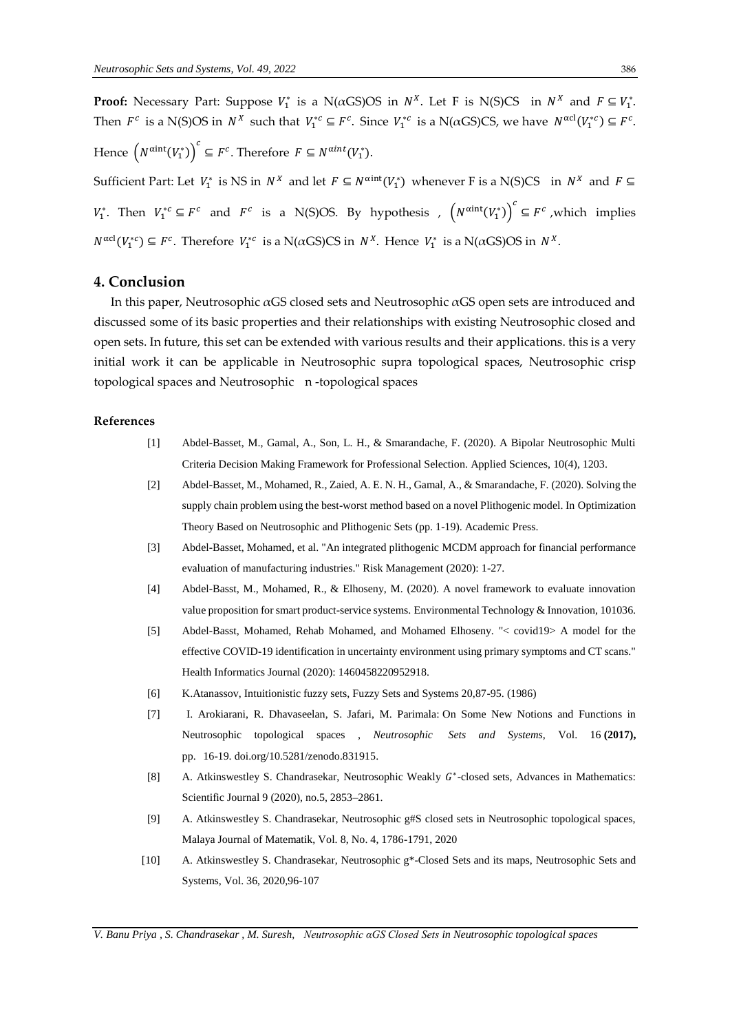**Proof:** Necessary Part: Suppose $V_1^*$ is a N($\alpha$GS)OS in $N^X$. Let F is N(S)CS in $N^X$ and $F \subseteq V_1^*$. Then $F^c$ is a N(S)OS in $N^X$ such that $V_1^{*c} \subseteq F^c$. Since $V_1^{*c}$ is a N($\alpha$GS)CS, we have $N^{\alpha cl}(V_1^{*c}) \subseteq F^c$. Hence $\left(N^{\alpha int}(V_1^*)\right)^c \subseteq F^c$. Therefore $F \subseteq N^{\alpha int}(V_1^*)$.

Sufficient Part: Let $V_1^*$ is NS in $N^X$ and let $F \subseteq N^{\alpha int}(V_1^*)$ whenever F is a N(S)CS in $N^X$ and $F \subseteq V_1^*$. Then $V_1^{*c} \subseteq F^c$ and $F^c$ is a N(S)OS. By hypothesis , $\left(N^{\alpha int}(V_1^*)\right)^c \subseteq F^c$ ,which implies $N^{\alpha cl}(V_1^{*c}) \subseteq F^c$. Therefore $V_1^{*c}$ is a N($\alpha$GS)CS in $N^X$. Hence $V_1^*$ is a N($\alpha$GS)OS in $N^X$.

## 4. Conclusion

In this paper, Neutrosophic $\alpha$GS closed sets and Neutrosophic $\alpha$GS open sets are introduced and discussed some of its basic properties and their relationships with existing Neutrosophic closed and open sets. In future, this set can be extended with various results and their applications. this is a very initial work it can be applicable in Neutrosophic supra topological spaces, Neutrosophic crisp topological spaces and Neutrosophic n -topological spaces

### References

[1] Abdel-Basset, M., Gamal, A., Son, L. H., & Smarandache, F. (2020). A Bipolar Neutrosophic Multi Criteria Decision Making Framework for Professional Selection. Applied Sciences, 10(4), 1203.

[2] Abdel-Basset, M., Mohamed, R., Zaied, A. E. N. H., Gamal, A., & Smarandache, F. (2020). Solving the supply chain problem using the best-worst method based on a novel Plithogenic model. In Optimization Theory Based on Neutrosophic and Plithogenic Sets (pp. 1-19). Academic Press.

[3] Abdel-Basset, Mohamed, et al. "An integrated plithogenic MCDM approach for financial performance evaluation of manufacturing industries." Risk Management (2020): 1-27.

[4] Abdel-Basst, M., Mohamed, R., & Elhoseny, M. (2020). A novel framework to evaluate innovation value proposition for smart product-service systems. Environmental Technology & Innovation, 101036.

[5] Abdel-Basst, Mohamed, Rehab Mohamed, and Mohamed Elhoseny. "< covid19> A model for the effective COVID-19 identification in uncertainty environment using primary symptoms and CT scans." Health Informatics Journal (2020): 1460458220952918.

[6] K.Atanassov, Intuitionistic fuzzy sets, Fuzzy Sets and Systems 20,87-95. (1986)

[7] I. Arokiarani, R. Dhavaseelan, S. Jafari, M. Parimala: On Some New Notions and Functions in Neutrosophic topological spaces , *Neutrosophic Sets and Systems*, Vol. 16 **(2017),** pp. 16-19. doi.org/10.5281/zenodo.831915.

[8] A. Atkinswestley S. Chandrasekar, Neutrosophic Weakly $G^*$-closed sets, Advances in Mathematics: Scientific Journal 9 (2020), no.5, 2853–2861.

[9] A. Atkinswestley S. Chandrasekar, Neutrosophic g#S closed sets in Neutrosophic topological spaces, Malaya Journal of Matematik, Vol. 8, No. 4, 1786-1791, 2020

[10] A. Atkinswestley S. Chandrasekar, Neutrosophic g*-Closed Sets and its maps, Neutrosophic Sets and Systems, Vol. 36, 2020,96-107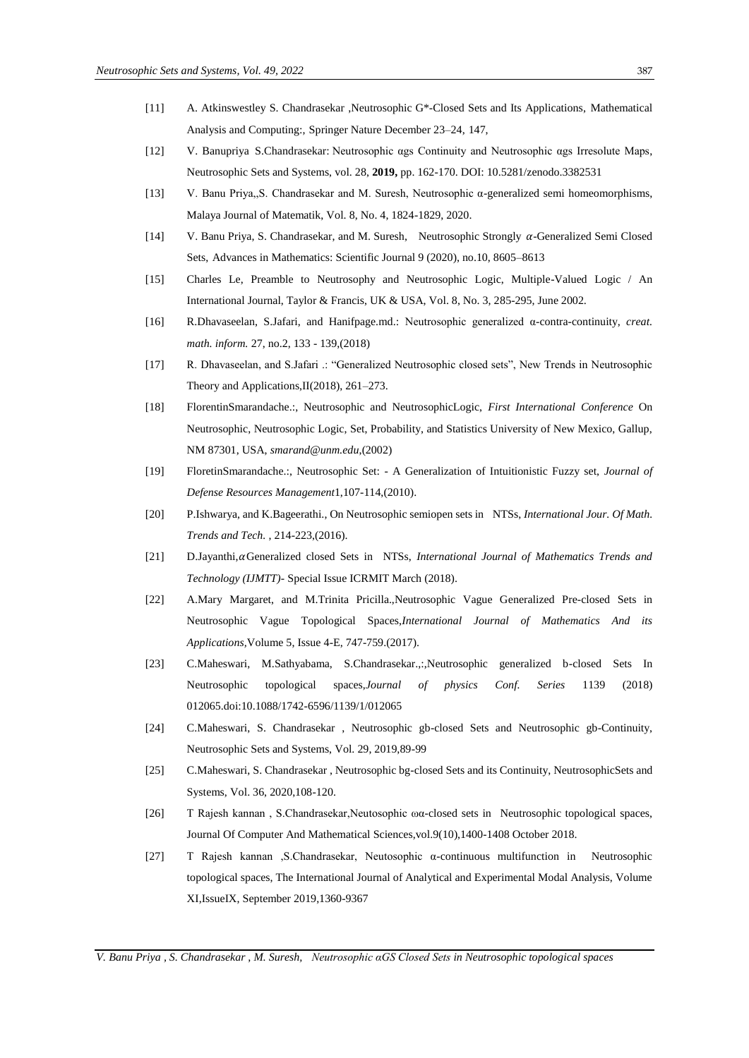[11] A. Atkinswestley S. Chandrasekar ,Neutrosophic G*-Closed Sets and Its Applications, Mathematical Analysis and Computing:, Springer Nature December 23–24, 147,

[12] V. Banupriya S.Chandrasekar: Neutrosophic αgs Continuity and Neutrosophic αgs Irresolute Maps, Neutrosophic Sets and Systems, vol. 28, **2019,** pp. 162-170. DOI: 10.5281/zenodo.3382531

[13] V. Banu Priya,,S. Chandrasekar and M. Suresh, Neutrosophic α-generalized semi homeomorphisms, Malaya Journal of Matematik, Vol. 8, No. 4, 1824-1829, 2020.

[14] V. Banu Priya, S. Chandrasekar, and M. Suresh, Neutrosophic Strongly $\alpha$-Generalized Semi Closed Sets, Advances in Mathematics: Scientific Journal 9 (2020), no.10, 8605–8613

[15] Charles Le, Preamble to Neutrosophy and Neutrosophic Logic, Multiple-Valued Logic / An International Journal, Taylor & Francis, UK & USA, Vol. 8, No. 3, 285-295, June 2002.

[16] R.Dhavaseelan, S.Jafari, and Hanifpage.md.: Neutrosophic generalized α-contra-continuity, *creat. math. inform.* 27, no.2, 133 - 139,(2018)

[17] R. Dhavaseelan, and S.Jafari .: "Generalized Neutrosophic closed sets", New Trends in Neutrosophic Theory and Applications,II(2018), 261–273.

[18] FlorentinSmarandache.:, Neutrosophic and NeutrosophicLogic, *First International Conference* On Neutrosophic, Neutrosophic Logic, Set, Probability, and Statistics University of New Mexico, Gallup, NM 87301, USA, *smarand@unm.edu*,(2002)

[19] FloretinSmarandache.:, Neutrosophic Set: - A Generalization of Intuitionistic Fuzzy set, *Journal of Defense Resources Management*1,107-114,(2010).

[20] P.Ishwarya, and K.Bageerathi., On Neutrosophic semiopen sets in NTSs, *International Jour. Of Math. Trends and Tech.* , 214-223,(2016).

[21] D.Jayanthi,$\alpha$Generalized closed Sets in NTSs, *International Journal of Mathematics Trends and Technology (IJMTT)*- Special Issue ICRMIT March (2018).

[22] A.Mary Margaret, and M.Trinita Pricilla.,Neutrosophic Vague Generalized Pre-closed Sets in Neutrosophic Vague Topological Spaces,*International Journal of Mathematics And its Applications*,Volume 5, Issue 4-E, 747-759.(2017).

[23] C.Maheswari, M.Sathyabama, S.Chandrasekar.,:,Neutrosophic generalized b-closed Sets In Neutrosophic topological spaces,*Journal of physics Conf. Series* 1139 (2018) 012065.doi:10.1088/1742-6596/1139/1/012065

[24] C.Maheswari, S. Chandrasekar , Neutrosophic gb-closed Sets and Neutrosophic gb-Continuity, Neutrosophic Sets and Systems, Vol. 29, 2019,89-99

[25] C.Maheswari, S. Chandrasekar , Neutrosophic bg-closed Sets and its Continuity, NeutrosophicSets and Systems, Vol. 36, 2020,108-120.

[26] T Rajesh kannan , S.Chandrasekar,Neutosophic ωα-closed sets in Neutrosophic topological spaces, Journal Of Computer And Mathematical Sciences,vol.9(10),1400-1408 October 2018.

[27] T Rajesh kannan ,S.Chandrasekar, Neutosophic α-continuous multifunction in Neutrosophic topological spaces, The International Journal of Analytical and Experimental Modal Analysis, Volume XI,IssueIX, September 2019,1360-9367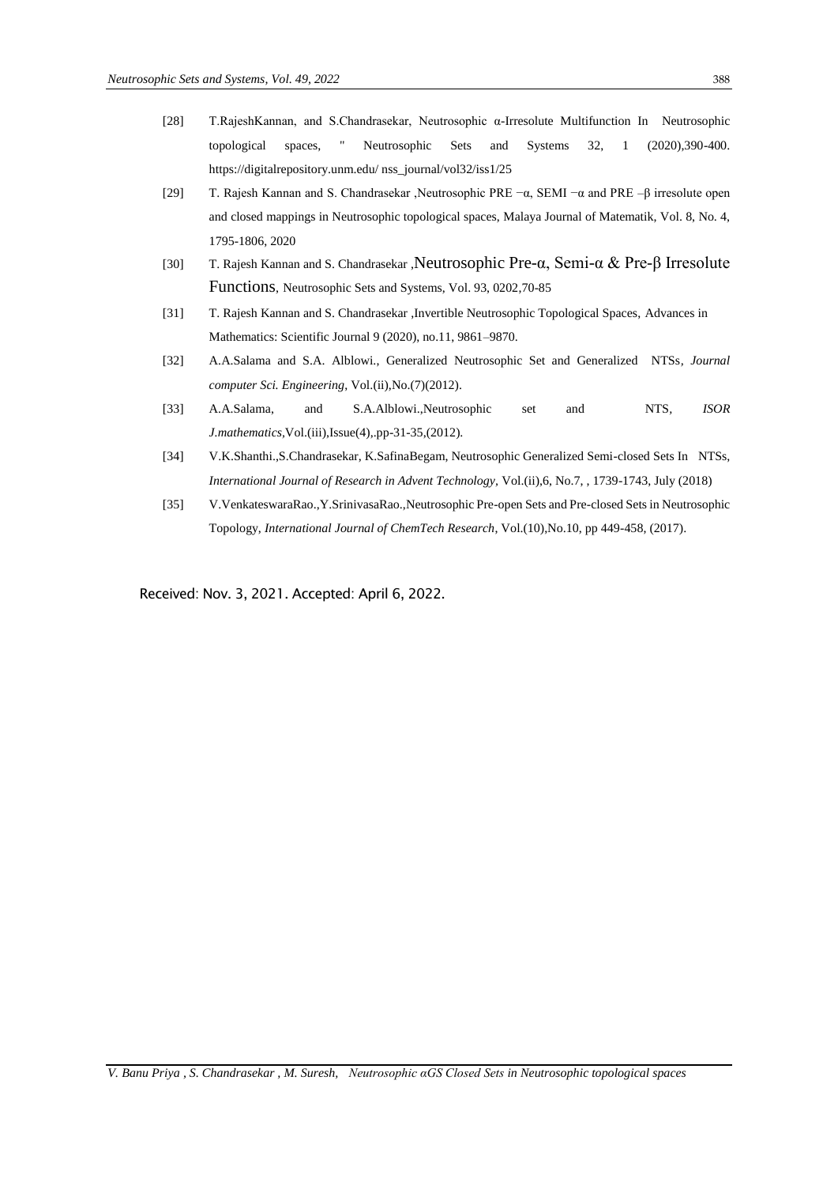[28] T.RajeshKannan, and S.Chandrasekar, Neutrosophic α-Irresolute Multifunction In Neutrosophic topological spaces, " Neutrosophic Sets and Systems 32, 1 (2020),390-400. https://digitalrepository.unm.edu/ nss_journal/vol32/iss1/25

[29] T. Rajesh Kannan and S. Chandrasekar ,Neutrosophic PRE −α, SEMI −α and PRE –β irresolute open and closed mappings in Neutrosophic topological spaces, Malaya Journal of Matematik, Vol. 8, No. 4, 1795-1806, 2020

[30] T. Rajesh Kannan and S. Chandrasekar ,Neutrosophic Pre-α, Semi-α & Pre-β Irresolute Functions, Neutrosophic Sets and Systems, Vol. 93, 0202,70-85

[31] T. Rajesh Kannan and S. Chandrasekar ,Invertible Neutrosophic Topological Spaces, Advances in Mathematics: Scientific Journal 9 (2020), no.11, 9861–9870.

[32] A.A.Salama and S.A. Alblowi., Generalized Neutrosophic Set and Generalized NTSs, *Journal computer Sci. Engineering*, Vol.(ii),No.(7)(2012).

[33] A.A.Salama, and S.A.Alblowi.,Neutrosophic set and NTS, *ISOR J.mathematics*,Vol.(iii),Issue(4),.pp-31-35,(2012).

[34] V.K.Shanthi.,S.Chandrasekar, K.SafinaBegam, Neutrosophic Generalized Semi-closed Sets In NTSs, *International Journal of Research in Advent Technology*, Vol.(ii),6, No.7, , 1739-1743, July (2018)

[35] V.VenkateswaraRao.,Y.SrinivasaRao.,Neutrosophic Pre-open Sets and Pre-closed Sets in Neutrosophic Topology, *International Journal of ChemTech Research*, Vol.(10),No.10, pp 449-458, (2017).

Received: Nov. 3, 2021. Accepted: April 6, 2022.